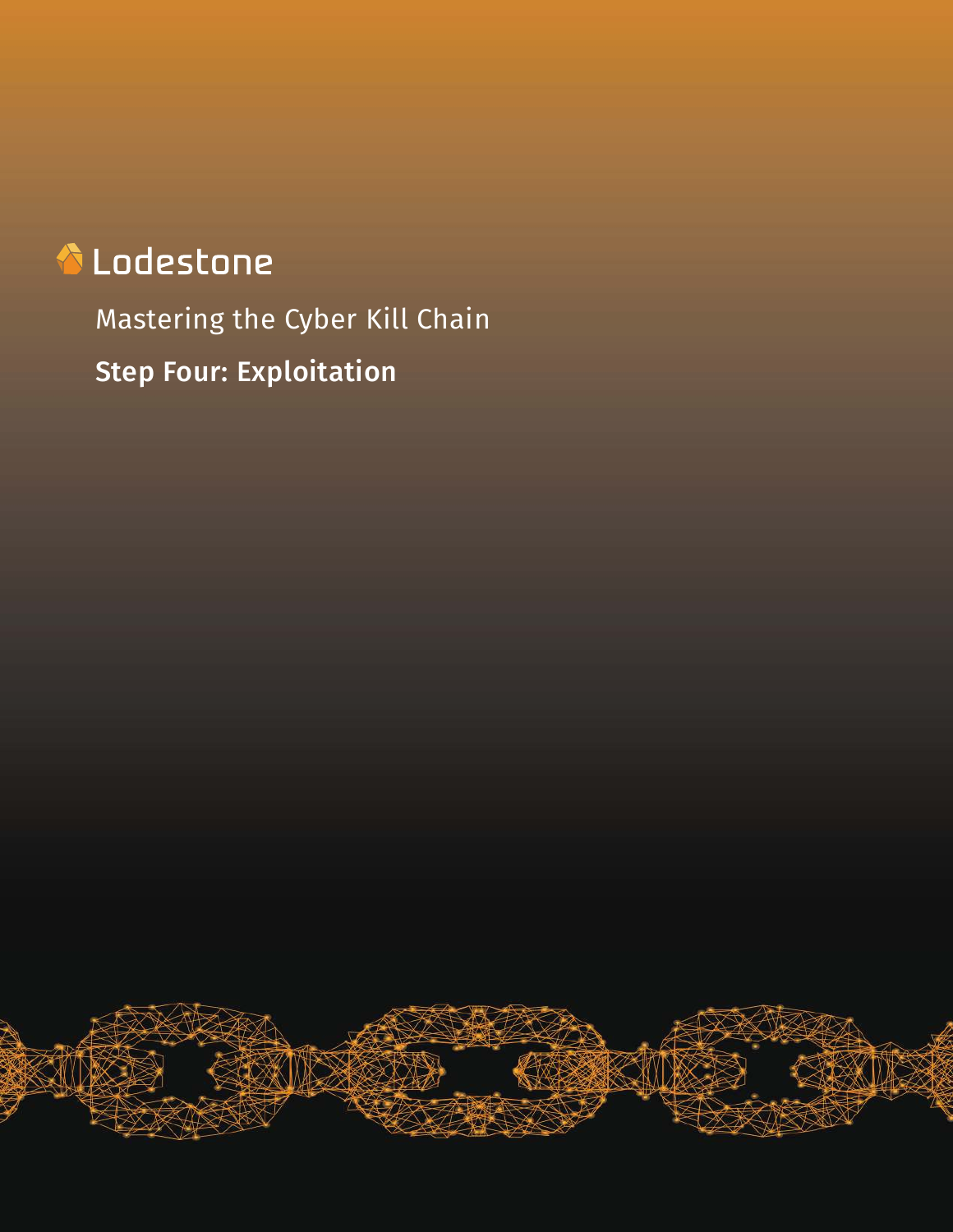Lodestone

# Mastering the Cyber Kill Chain

## Step Four: Exploitation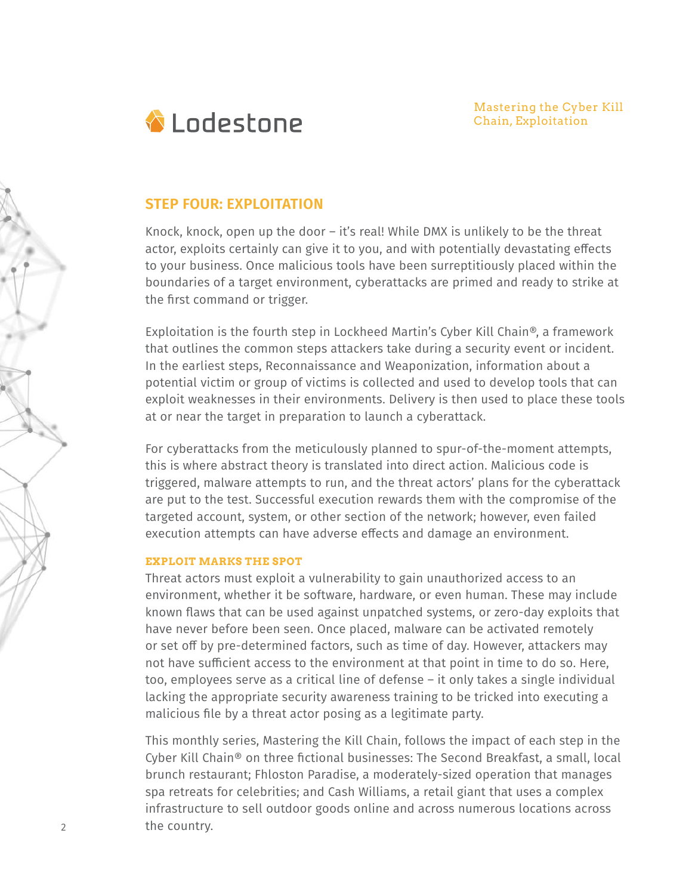## STEP FOUR: EXPLOITATION

Knock, knock, open up the door – it's real! While DMX is unlikely to be the threat actor, exploits certainly can give it to you, and with potentially devastating effects to your business. Once malicious tools have been surreptitiously placed within the boundaries of a target environment, cyberattacks are primed and ready to strike at the first command or trigger.

Exploitation is the fourth step in Lockheed Martin's Cyber Kill Chain®, a framework that outlines the common steps attackers take during a security event or incident. In the earliest steps, Reconnaissance and Weaponization, information about a potential victim or group of victims is collected and used to develop tools that can exploit weaknesses in their environments. Delivery is then used to place these tools at or near the target in preparation to launch a cyberattack.

For cyberattacks from the meticulously planned to spur-of-the-moment attempts, this is where abstract theory is translated into direct action. Malicious code is triggered, malware attempts to run, and the threat actors' plans for the cyberattack are put to the test. Successful execution rewards them with the compromise of the targeted account, system, or other section of the network; however, even failed execution attempts can have adverse effects and damage an environment.

### EXPLOIT MARKS THE SPOT

Threat actors must exploit a vulnerability to gain unauthorized access to an environment, whether it be software, hardware, or even human. These may include known flaws that can be used against unpatched systems, or zero-day exploits that have never before been seen. Once placed, malware can be activated remotely or set off by pre-determined factors, such as time of day. However, attackers may not have sufficient access to the environment at that point in time to do so. Here, too, employees serve as a critical line of defense – it only takes a single individual lacking the appropriate security awareness training to be tricked into executing a malicious file by a threat actor posing as a legitimate party.

This monthly series, Mastering the Kill Chain, follows the impact of each step in the Cyber Kill Chain® on three fictional businesses: The Second Breakfast, a small, local brunch restaurant; Fhloston Paradise, a moderately-sized operation that manages spa retreats for celebrities; and Cash Williams, a retail giant that uses a complex infrastructure to sell outdoor goods online and across numerous locations across the country.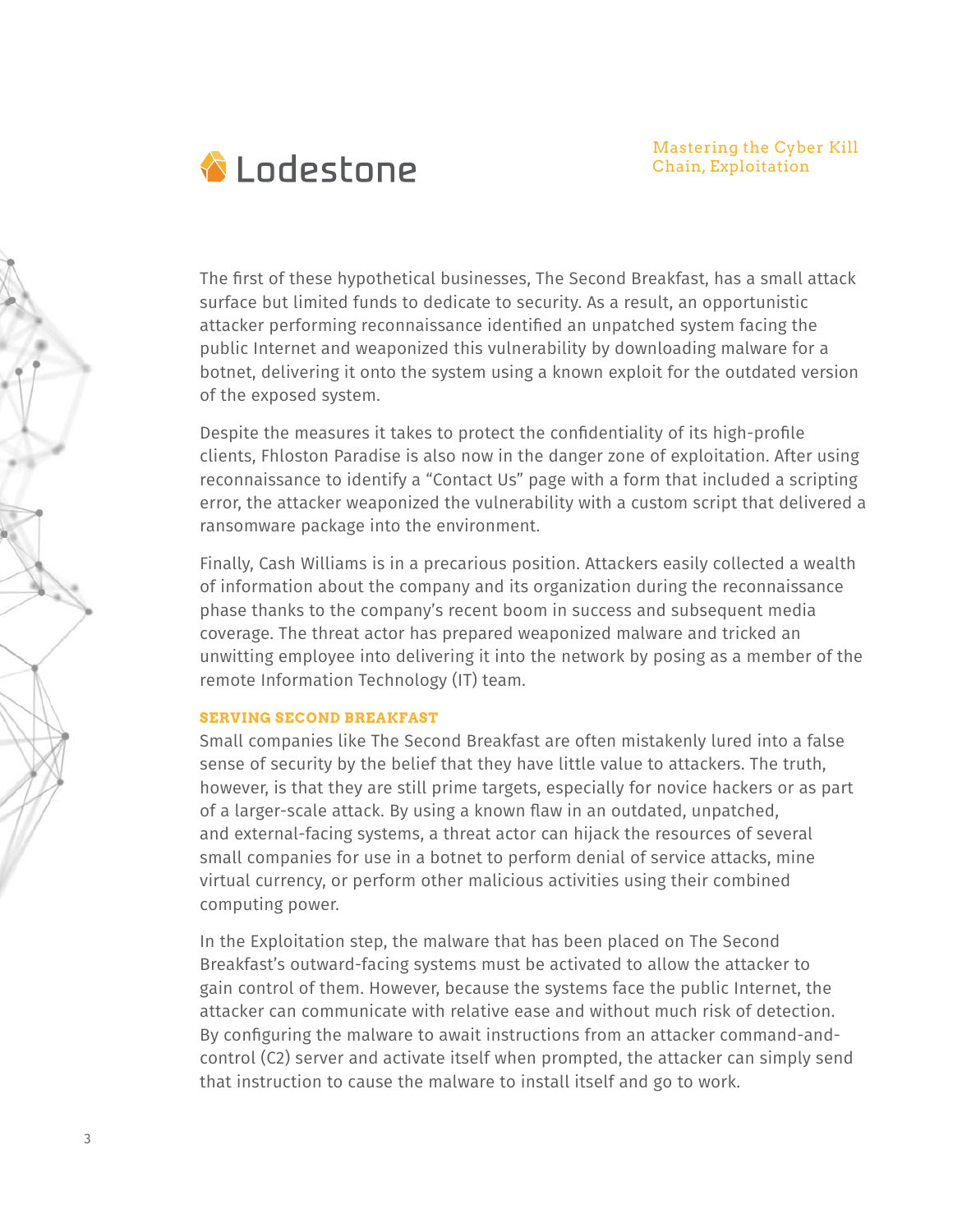The first of these hypothetical businesses, The Second Breakfast, has a small attack surface but limited funds to dedicate to security. As a result, an opportunistic attacker performing reconnaissance identified an unpatched system facing the public Internet and weaponized this vulnerability by downloading malware for a botnet, delivering it onto the system using a known exploit for the outdated version of the exposed system.

Despite the measures it takes to protect the confidentiality of its high-profile clients, Fhloston Paradise is also now in the danger zone of exploitation. After using reconnaissance to identify a "Contact Us" page with a form that included a scripting error, the attacker weaponized the vulnerability with a custom script that delivered a ransomware package into the environment.

Finally, Cash Williams is in a precarious position. Attackers easily collected a wealth of information about the company and its organization during the reconnaissance phase thanks to the company's recent boom in success and subsequent media coverage. The threat actor has prepared weaponized malware and tricked an unwitting employee into delivering it into the network by posing as a member of the remote Information Technology (IT) team.

### SERVING SECOND BREAKFAST

Small companies like The Second Breakfast are often mistakenly lured into a false sense of security by the belief that they have little value to attackers. The truth, however, is that they are still prime targets, especially for novice hackers or as part of a larger-scale attack. By using a known flaw in an outdated, unpatched, and external-facing systems, a threat actor can hijack the resources of several small companies for use in a botnet to perform denial of service attacks, mine virtual currency, or perform other malicious activities using their combined computing power.

In the Exploitation step, the malware that has been placed on The Second Breakfast's outward-facing systems must be activated to allow the attacker to gain control of them. However, because the systems face the public Internet, the attacker can communicate with relative ease and without much risk of detection. By configuring the malware to await instructions from an attacker command-and-control (C2) server and activate itself when prompted, the attacker can simply send that instruction to cause the malware to install itself and go to work.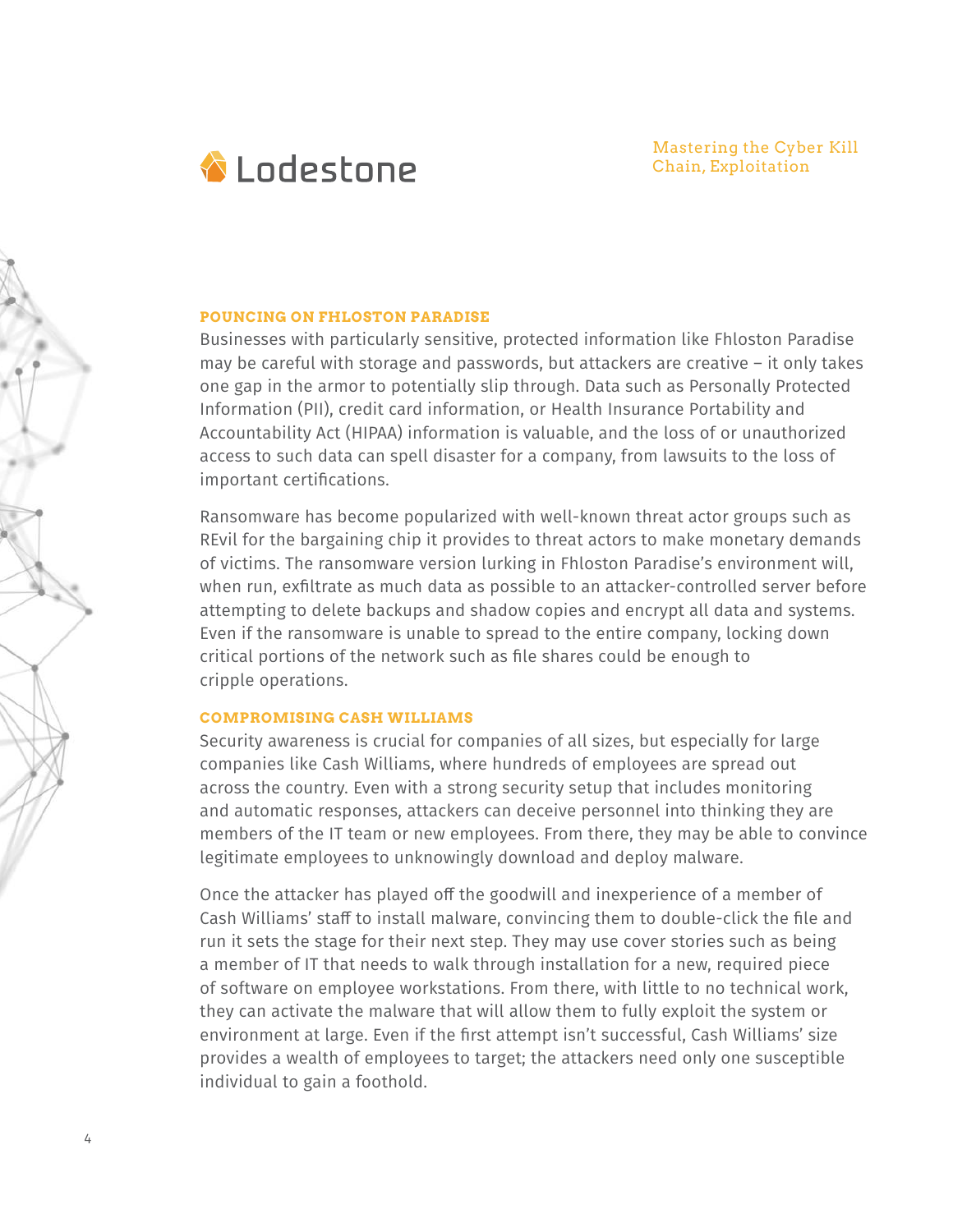## POUNCING ON FHLOSTON PARADISE

Businesses with particularly sensitive, protected information like Fhloston Paradise may be careful with storage and passwords, but attackers are creative – it only takes one gap in the armor to potentially slip through. Data such as Personally Protected Information (PII), credit card information, or Health Insurance Portability and Accountability Act (HIPAA) information is valuable, and the loss of or unauthorized access to such data can spell disaster for a company, from lawsuits to the loss of important certifications.

Ransomware has become popularized with well-known threat actor groups such as REvil for the bargaining chip it provides to threat actors to make monetary demands of victims. The ransomware version lurking in Fhloston Paradise's environment will, when run, exfiltrate as much data as possible to an attacker-controlled server before attempting to delete backups and shadow copies and encrypt all data and systems. Even if the ransomware is unable to spread to the entire company, locking down critical portions of the network such as file shares could be enough to cripple operations.

## COMPROMISING CASH WILLIAMS

Security awareness is crucial for companies of all sizes, but especially for large companies like Cash Williams, where hundreds of employees are spread out across the country. Even with a strong security setup that includes monitoring and automatic responses, attackers can deceive personnel into thinking they are members of the IT team or new employees. From there, they may be able to convince legitimate employees to unknowingly download and deploy malware.

Once the attacker has played off the goodwill and inexperience of a member of Cash Williams' staff to install malware, convincing them to double-click the file and run it sets the stage for their next step. They may use cover stories such as being a member of IT that needs to walk through installation for a new, required piece of software on employee workstations. From there, with little to no technical work, they can activate the malware that will allow them to fully exploit the system or environment at large. Even if the first attempt isn't successful, Cash Williams' size provides a wealth of employees to target; the attackers need only one susceptible individual to gain a foothold.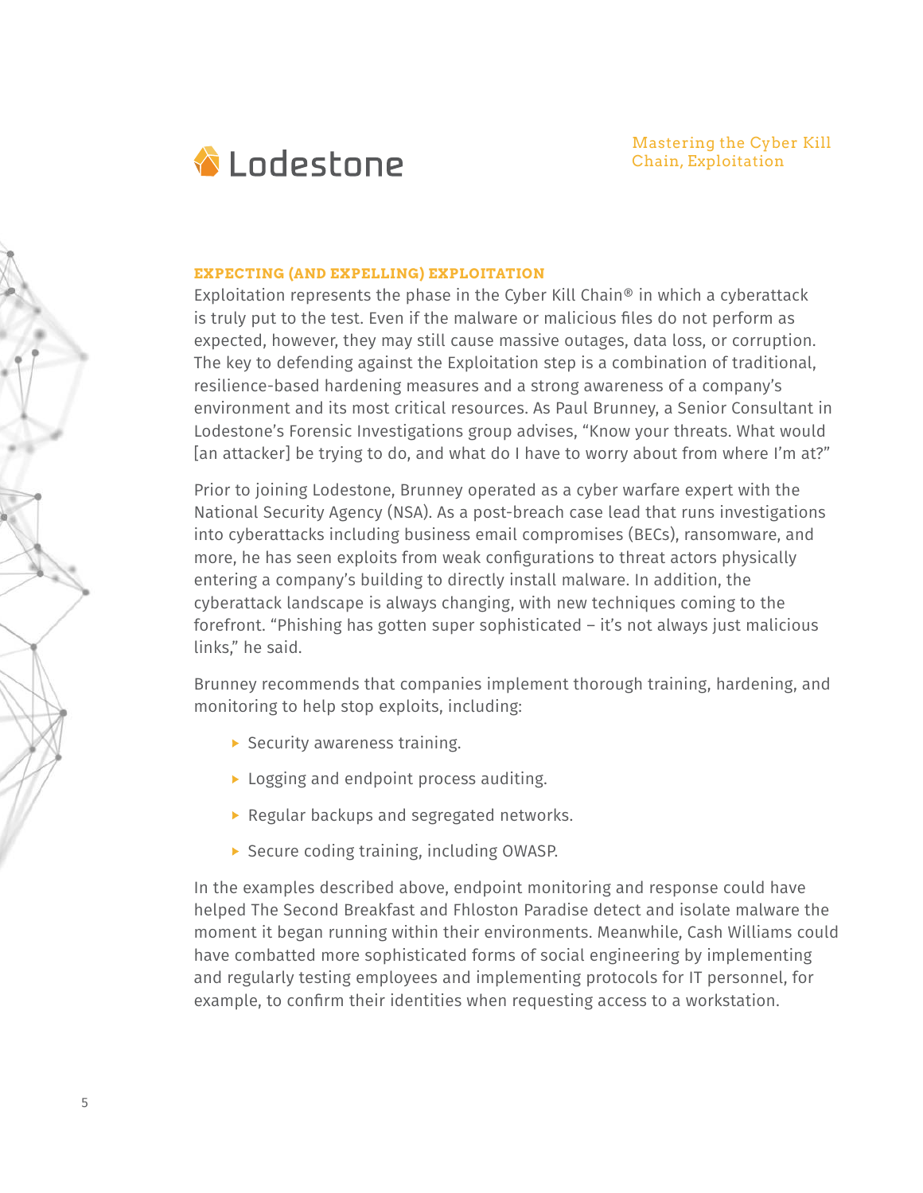## EXPECTING (AND EXPELLING) EXPLOITATION

Exploitation represents the phase in the Cyber Kill Chain® in which a cyberattack is truly put to the test. Even if the malware or malicious files do not perform as expected, however, they may still cause massive outages, data loss, or corruption. The key to defending against the Exploitation step is a combination of traditional, resilience-based hardening measures and a strong awareness of a company's environment and its most critical resources. As Paul Brunney, a Senior Consultant in Lodestone's Forensic Investigations group advises, "Know your threats. What would [an attacker] be trying to do, and what do I have to worry about from where I'm at?"

Prior to joining Lodestone, Brunney operated as a cyber warfare expert with the National Security Agency (NSA). As a post-breach case lead that runs investigations into cyberattacks including business email compromises (BECs), ransomware, and more, he has seen exploits from weak configurations to threat actors physically entering a company's building to directly install malware. In addition, the cyberattack landscape is always changing, with new techniques coming to the forefront. "Phishing has gotten super sophisticated – it's not always just malicious links," he said.

Brunney recommends that companies implement thorough training, hardening, and monitoring to help stop exploits, including:

- Security awareness training.
- Logging and endpoint process auditing.
- Regular backups and segregated networks.
- Secure coding training, including OWASP.

In the examples described above, endpoint monitoring and response could have helped The Second Breakfast and Fhloston Paradise detect and isolate malware the moment it began running within their environments. Meanwhile, Cash Williams could have combatted more sophisticated forms of social engineering by implementing and regularly testing employees and implementing protocols for IT personnel, for example, to confirm their identities when requesting access to a workstation.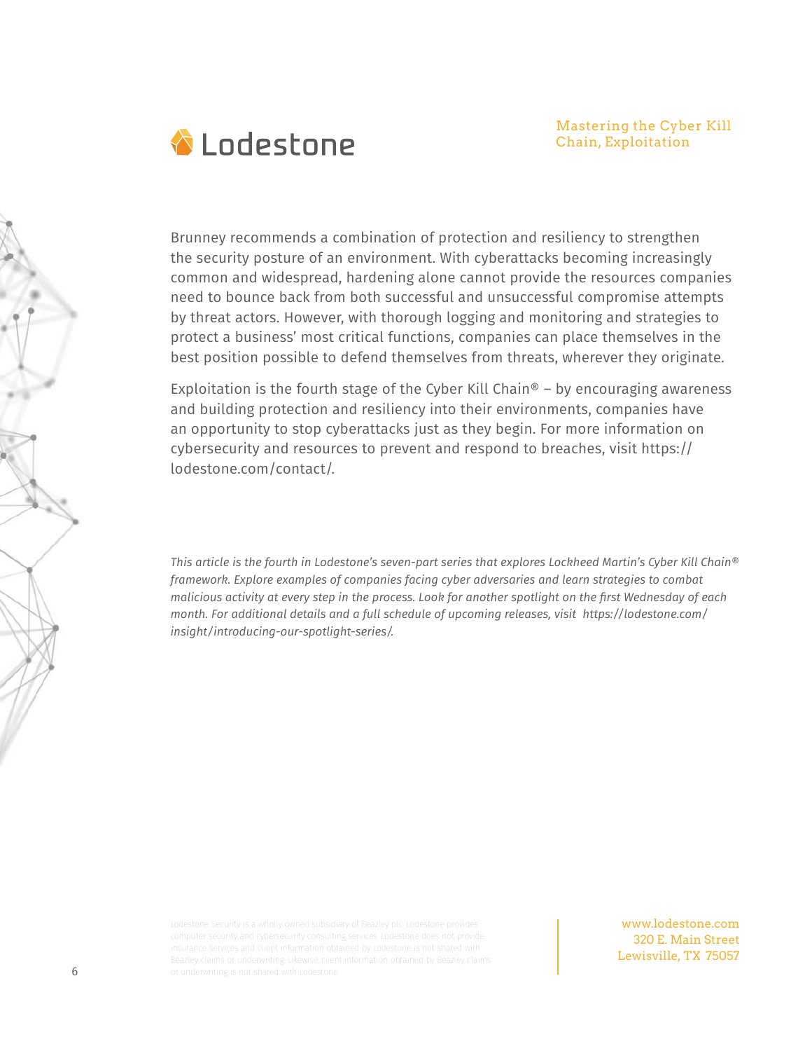Brunney recommends a combination of protection and resiliency to strengthen the security posture of an environment. With cyberattacks becoming increasingly common and widespread, hardening alone cannot provide the resources companies need to bounce back from both successful and unsuccessful compromise attempts by threat actors. However, with thorough logging and monitoring and strategies to protect a business' most critical functions, companies can place themselves in the best position possible to defend themselves from threats, wherever they originate.

Exploitation is the fourth stage of the Cyber Kill Chain® – by encouraging awareness and building protection and resiliency into their environments, companies have an opportunity to stop cyberattacks just as they begin. For more information on cybersecurity and resources to prevent and respond to breaches, visit https://lodestone.com/contact/.

*This article is the fourth in Lodestone's seven-part series that explores Lockheed Martin's Cyber Kill Chain® framework. Explore examples of companies facing cyber adversaries and learn strategies to combat malicious activity at every step in the process. Look for another spotlight on the first Wednesday of each month. For additional details and a full schedule of upcoming releases, visit https://lodestone.com/insight/introducing-our-spotlight-series/.*

Lodestone Security is a wholly owned subsidiary of Beazley plc. Lodestone provides computer security and cybersecurity consulting services. Lodestone does not provide insurance services and client information obtained by Lodestone is not shared with Beazley claims or underwriting. Likewise, client information obtained by Beazley claims or underwriting is not shared with Lodestone.

www.lodestone.com
320 E. Main Street
Lewisville, TX 75057